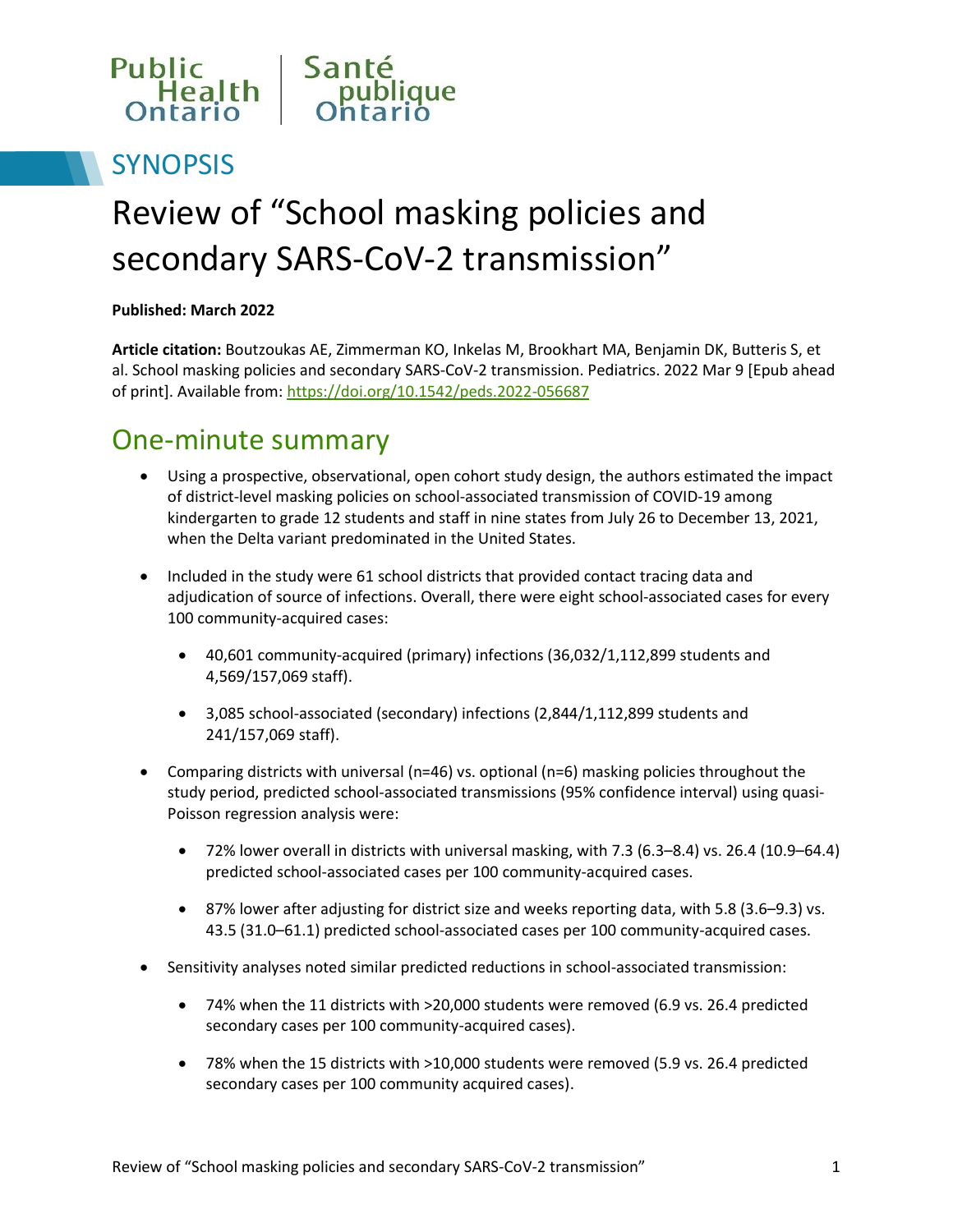Public Health Ontario | Santé publique Ontario

## SYNOPSIS

# Review of "School masking policies and secondary SARS-CoV-2 transmission"

**Published: March 2022**

**Article citation:** Boutzoukas AE, Zimmerman KO, Inkelas M, Brookhart MA, Benjamin DK, Butteris S, et al. School masking policies and secondary SARS-CoV-2 transmission. Pediatrics. 2022 Mar 9 [Epub ahead of print]. Available from: https://doi.org/10.1542/peds.2022-056687

## One-minute summary

- Using a prospective, observational, open cohort study design, the authors estimated the impact of district-level masking policies on school-associated transmission of COVID-19 among kindergarten to grade 12 students and staff in nine states from July 26 to December 13, 2021, when the Delta variant predominated in the United States.
- Included in the study were 61 school districts that provided contact tracing data and adjudication of source of infections. Overall, there were eight school-associated cases for every 100 community-acquired cases:
  - 40,601 community-acquired (primary) infections (36,032/1,112,899 students and 4,569/157,069 staff).
  - 3,085 school-associated (secondary) infections (2,844/1,112,899 students and 241/157,069 staff).
- Comparing districts with universal (n=46) vs. optional (n=6) masking policies throughout the study period, predicted school-associated transmissions (95% confidence interval) using quasi-Poisson regression analysis were:
  - 72% lower overall in districts with universal masking, with 7.3 (6.3–8.4) vs. 26.4 (10.9–64.4) predicted school-associated cases per 100 community-acquired cases.
  - 87% lower after adjusting for district size and weeks reporting data, with 5.8 (3.6–9.3) vs. 43.5 (31.0–61.1) predicted school-associated cases per 100 community-acquired cases.
- Sensitivity analyses noted similar predicted reductions in school-associated transmission:
  - 74% when the 11 districts with >20,000 students were removed (6.9 vs. 26.4 predicted secondary cases per 100 community-acquired cases).
  - 78% when the 15 districts with >10,000 students were removed (5.9 vs. 26.4 predicted secondary cases per 100 community acquired cases).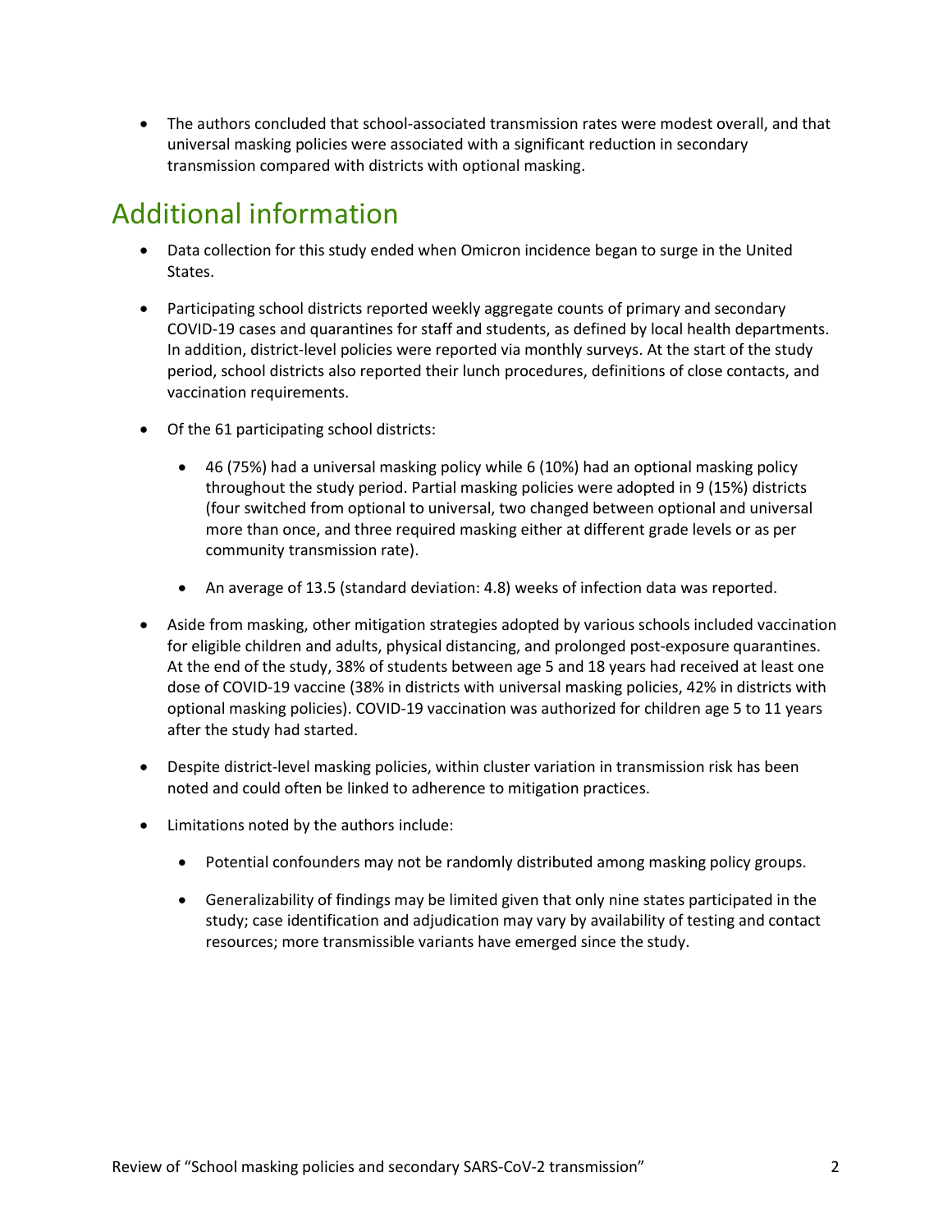- The authors concluded that school-associated transmission rates were modest overall, and that universal masking policies were associated with a significant reduction in secondary transmission compared with districts with optional masking.

## Additional information

- Data collection for this study ended when Omicron incidence began to surge in the United States.
- Participating school districts reported weekly aggregate counts of primary and secondary COVID-19 cases and quarantines for staff and students, as defined by local health departments. In addition, district-level policies were reported via monthly surveys. At the start of the study period, school districts also reported their lunch procedures, definitions of close contacts, and vaccination requirements.
- Of the 61 participating school districts:
    - 46 (75%) had a universal masking policy while 6 (10%) had an optional masking policy throughout the study period. Partial masking policies were adopted in 9 (15%) districts (four switched from optional to universal, two changed between optional and universal more than once, and three required masking either at different grade levels or as per community transmission rate).
    - An average of 13.5 (standard deviation: 4.8) weeks of infection data was reported.
- Aside from masking, other mitigation strategies adopted by various schools included vaccination for eligible children and adults, physical distancing, and prolonged post-exposure quarantines. At the end of the study, 38% of students between age 5 and 18 years had received at least one dose of COVID-19 vaccine (38% in districts with universal masking policies, 42% in districts with optional masking policies). COVID-19 vaccination was authorized for children age 5 to 11 years after the study had started.
- Despite district-level masking policies, within cluster variation in transmission risk has been noted and could often be linked to adherence to mitigation practices.
- Limitations noted by the authors include:
    - Potential confounders may not be randomly distributed among masking policy groups.
    - Generalizability of findings may be limited given that only nine states participated in the study; case identification and adjudication may vary by availability of testing and contact resources; more transmissible variants have emerged since the study.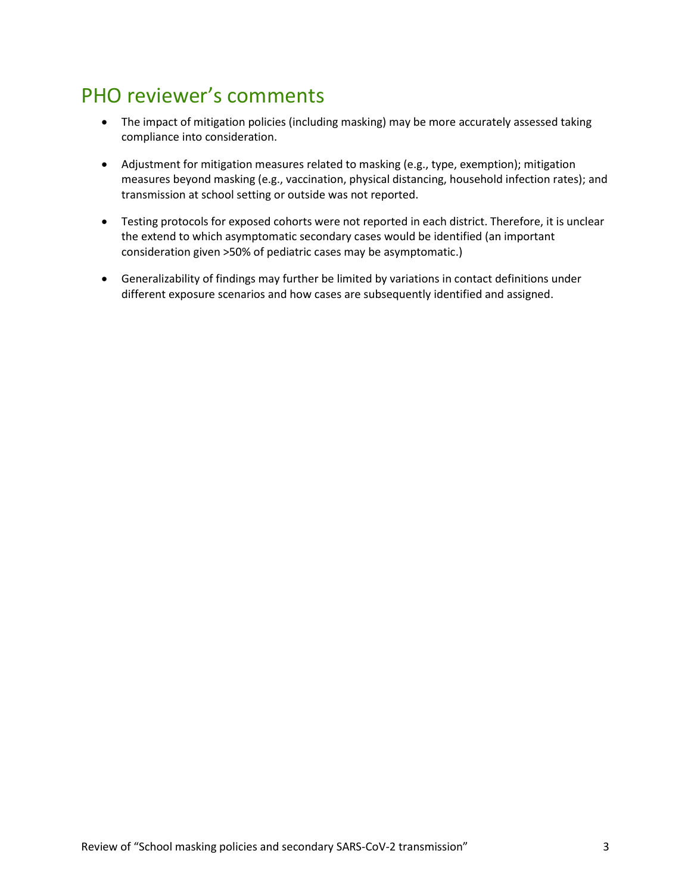## PHO reviewer's comments

- The impact of mitigation policies (including masking) may be more accurately assessed taking compliance into consideration.
- Adjustment for mitigation measures related to masking (e.g., type, exemption); mitigation measures beyond masking (e.g., vaccination, physical distancing, household infection rates); and transmission at school setting or outside was not reported.
- Testing protocols for exposed cohorts were not reported in each district. Therefore, it is unclear the extend to which asymptomatic secondary cases would be identified (an important consideration given >50% of pediatric cases may be asymptomatic.)
- Generalizability of findings may further be limited by variations in contact definitions under different exposure scenarios and how cases are subsequently identified and assigned.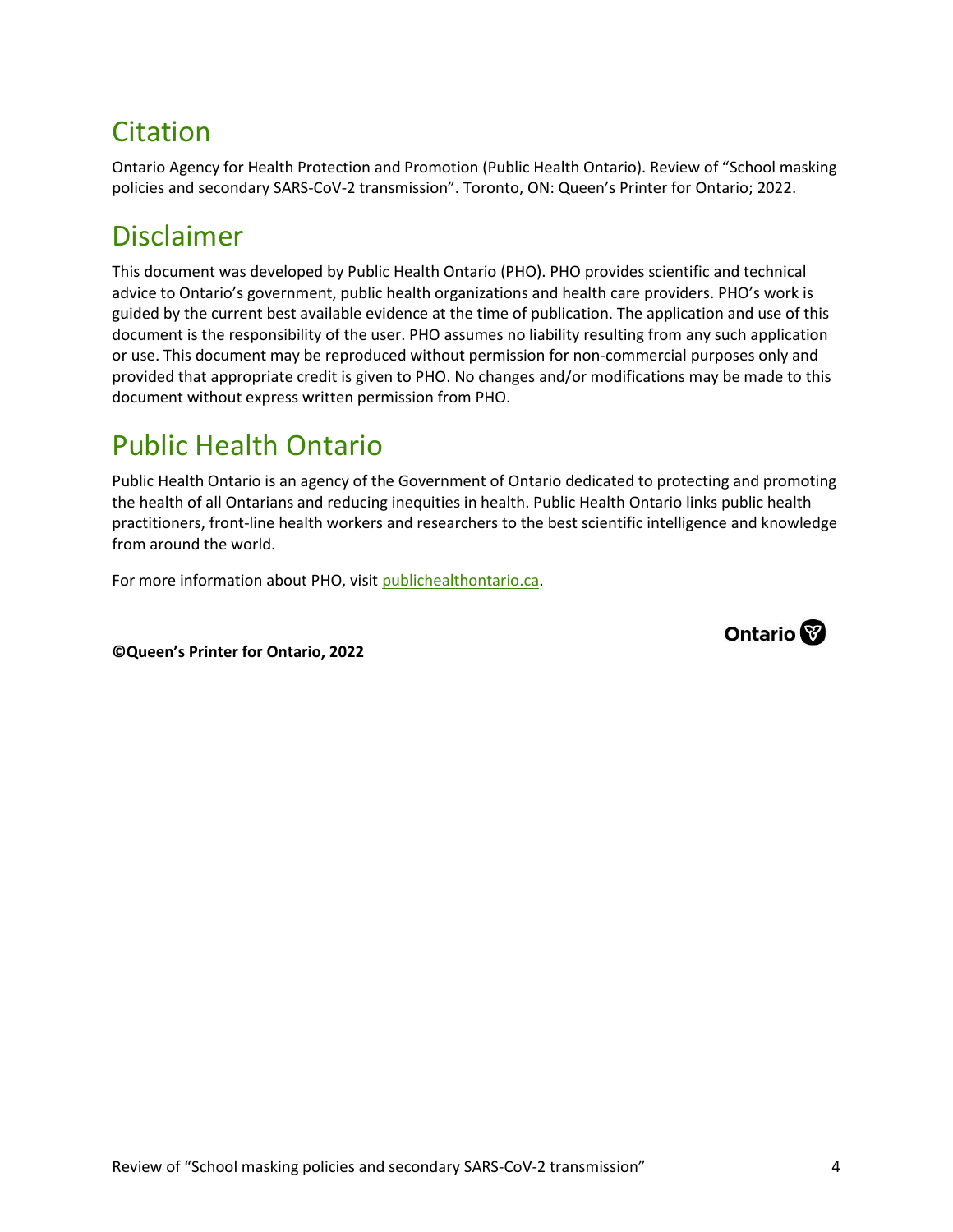## Citation

Ontario Agency for Health Protection and Promotion (Public Health Ontario). Review of "School masking policies and secondary SARS-CoV-2 transmission". Toronto, ON: Queen's Printer for Ontario; 2022.

## Disclaimer

This document was developed by Public Health Ontario (PHO). PHO provides scientific and technical advice to Ontario's government, public health organizations and health care providers. PHO's work is guided by the current best available evidence at the time of publication. The application and use of this document is the responsibility of the user. PHO assumes no liability resulting from any such application or use. This document may be reproduced without permission for non-commercial purposes only and provided that appropriate credit is given to PHO. No changes and/or modifications may be made to this document without express written permission from PHO.

## Public Health Ontario

Public Health Ontario is an agency of the Government of Ontario dedicated to protecting and promoting the health of all Ontarians and reducing inequities in health. Public Health Ontario links public health practitioners, front-line health workers and researchers to the best scientific intelligence and knowledge from around the world.

For more information about PHO, visit publichealthontario.ca.

**©Queen's Printer for Ontario, 2022**

Ontario